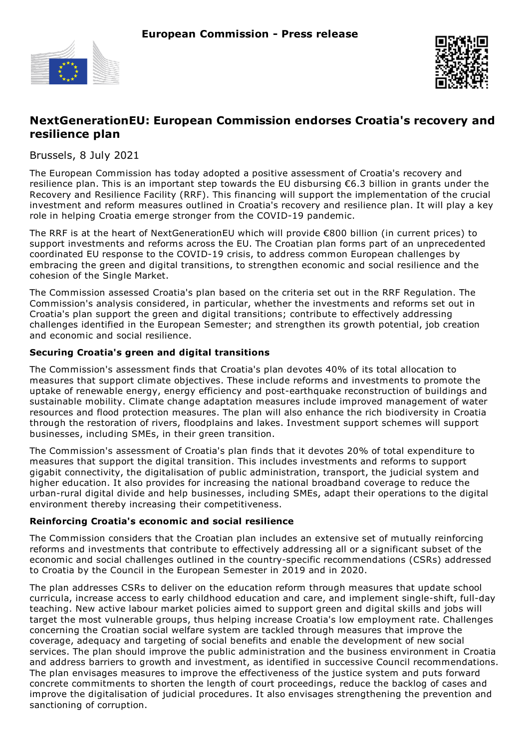**European Commission - Press release**

# NextGenerationEU: European Commission endorses Croatia's recovery and resilience plan

Brussels, 8 July 2021

The European Commission has today adopted a positive assessment of Croatia's recovery and resilience plan. This is an important step towards the EU disbursing €6.3 billion in grants under the Recovery and Resilience Facility (RRF). This financing will support the implementation of the crucial investment and reform measures outlined in Croatia's recovery and resilience plan. It will play a key role in helping Croatia emerge stronger from the COVID-19 pandemic.

The RRF is at the heart of NextGenerationEU which will provide €800 billion (in current prices) to support investments and reforms across the EU. The Croatian plan forms part of an unprecedented coordinated EU response to the COVID-19 crisis, to address common European challenges by embracing the green and digital transitions, to strengthen economic and social resilience and the cohesion of the Single Market.

The Commission assessed Croatia's plan based on the criteria set out in the RRF Regulation. The Commission's analysis considered, in particular, whether the investments and reforms set out in Croatia's plan support the green and digital transitions; contribute to effectively addressing challenges identified in the European Semester; and strengthen its growth potential, job creation and economic and social resilience.

**Securing Croatia's green and digital transitions**

The Commission's assessment finds that Croatia's plan devotes 40% of its total allocation to measures that support climate objectives. These include reforms and investments to promote the uptake of renewable energy, energy efficiency and post-earthquake reconstruction of buildings and sustainable mobility. Climate change adaptation measures include improved management of water resources and flood protection measures. The plan will also enhance the rich biodiversity in Croatia through the restoration of rivers, floodplains and lakes. Investment support schemes will support businesses, including SMEs, in their green transition.

The Commission's assessment of Croatia's plan finds that it devotes 20% of total expenditure to measures that support the digital transition. This includes investments and reforms to support gigabit connectivity, the digitalisation of public administration, transport, the judicial system and higher education. It also provides for increasing the national broadband coverage to reduce the urban-rural digital divide and help businesses, including SMEs, adapt their operations to the digital environment thereby increasing their competitiveness.

**Reinforcing Croatia's economic and social resilience**

The Commission considers that the Croatian plan includes an extensive set of mutually reinforcing reforms and investments that contribute to effectively addressing all or a significant subset of the economic and social challenges outlined in the country-specific recommendations (CSRs) addressed to Croatia by the Council in the European Semester in 2019 and in 2020.

The plan addresses CSRs to deliver on the education reform through measures that update school curricula, increase access to early childhood education and care, and implement single-shift, full-day teaching. New active labour market policies aimed to support green and digital skills and jobs will target the most vulnerable groups, thus helping increase Croatia's low employment rate. Challenges concerning the Croatian social welfare system are tackled through measures that improve the coverage, adequacy and targeting of social benefits and enable the development of new social services. The plan should improve the public administration and the business environment in Croatia and address barriers to growth and investment, as identified in successive Council recommendations. The plan envisages measures to improve the effectiveness of the justice system and puts forward concrete commitments to shorten the length of court proceedings, reduce the backlog of cases and improve the digitalisation of judicial procedures. It also envisages strengthening the prevention and sanctioning of corruption.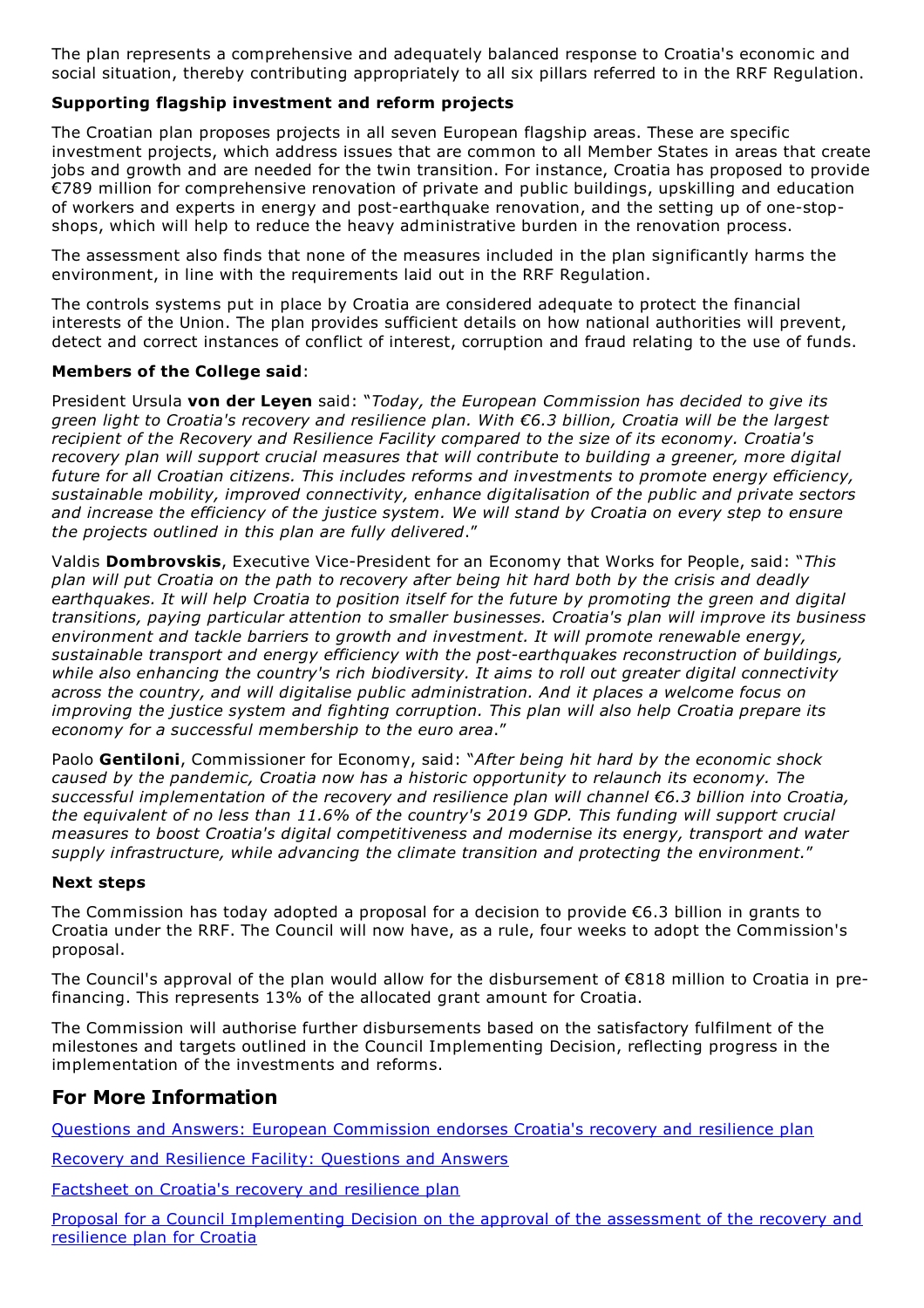The plan represents a comprehensive and adequately balanced response to Croatia's economic and social situation, thereby contributing appropriately to all six pillars referred to in the RRF Regulation.

**Supporting flagship investment and reform projects**

The Croatian plan proposes projects in all seven European flagship areas. These are specific investment projects, which address issues that are common to all Member States in areas that create jobs and growth and are needed for the twin transition. For instance, Croatia has proposed to provide €789 million for comprehensive renovation of private and public buildings, upskilling and education of workers and experts in energy and post-earthquake renovation, and the setting up of one-stop-shops, which will help to reduce the heavy administrative burden in the renovation process.

The assessment also finds that none of the measures included in the plan significantly harms the environment, in line with the requirements laid out in the RRF Regulation.

The controls systems put in place by Croatia are considered adequate to protect the financial interests of the Union. The plan provides sufficient details on how national authorities will prevent, detect and correct instances of conflict of interest, corruption and fraud relating to the use of funds.

**Members of the College said**:

President Ursula **von der Leyen** said: "*Today, the European Commission has decided to give its green light to Croatia's recovery and resilience plan. With €6.3 billion, Croatia will be the largest recipient of the Recovery and Resilience Facility compared to the size of its economy. Croatia's recovery plan will support crucial measures that will contribute to building a greener, more digital future for all Croatian citizens. This includes reforms and investments to promote energy efficiency, sustainable mobility, improved connectivity, enhance digitalisation of the public and private sectors and increase the efficiency of the justice system. We will stand by Croatia on every step to ensure the projects outlined in this plan are fully delivered*."

Valdis **Dombrovskis**, Executive Vice-President for an Economy that Works for People, said: "*This plan will put Croatia on the path to recovery after being hit hard both by the crisis and deadly earthquakes. It will help Croatia to position itself for the future by promoting the green and digital transitions, paying particular attention to smaller businesses. Croatia's plan will improve its business environment and tackle barriers to growth and investment. It will promote renewable energy, sustainable transport and energy efficiency with the post-earthquakes reconstruction of buildings, while also enhancing the country's rich biodiversity. It aims to roll out greater digital connectivity across the country, and will digitalise public administration. And it places a welcome focus on improving the justice system and fighting corruption. This plan will also help Croatia prepare its economy for a successful membership to the euro area*."

Paolo **Gentiloni**, Commissioner for Economy, said: "*After being hit hard by the economic shock caused by the pandemic, Croatia now has a historic opportunity to relaunch its economy. The successful implementation of the recovery and resilience plan will channel €6.3 billion into Croatia, the equivalent of no less than 11.6% of the country's 2019 GDP. This funding will support crucial measures to boost Croatia's digital competitiveness and modernise its energy, transport and water supply infrastructure, while advancing the climate transition and protecting the environment.*"

**Next steps**

The Commission has today adopted a proposal for a decision to provide €6.3 billion in grants to Croatia under the RRF. The Council will now have, as a rule, four weeks to adopt the Commission's proposal.

The Council's approval of the plan would allow for the disbursement of €818 million to Croatia in pre-financing. This represents 13% of the allocated grant amount for Croatia.

The Commission will authorise further disbursements based on the satisfactory fulfilment of the milestones and targets outlined in the Council Implementing Decision, reflecting progress in the implementation of the investments and reforms.

## For More Information

Questions and Answers: European Commission endorses Croatia's recovery and resilience plan

Recovery and Resilience Facility: Questions and Answers

Factsheet on Croatia's recovery and resilience plan

Proposal for a Council Implementing Decision on the approval of the assessment of the recovery and resilience plan for Croatia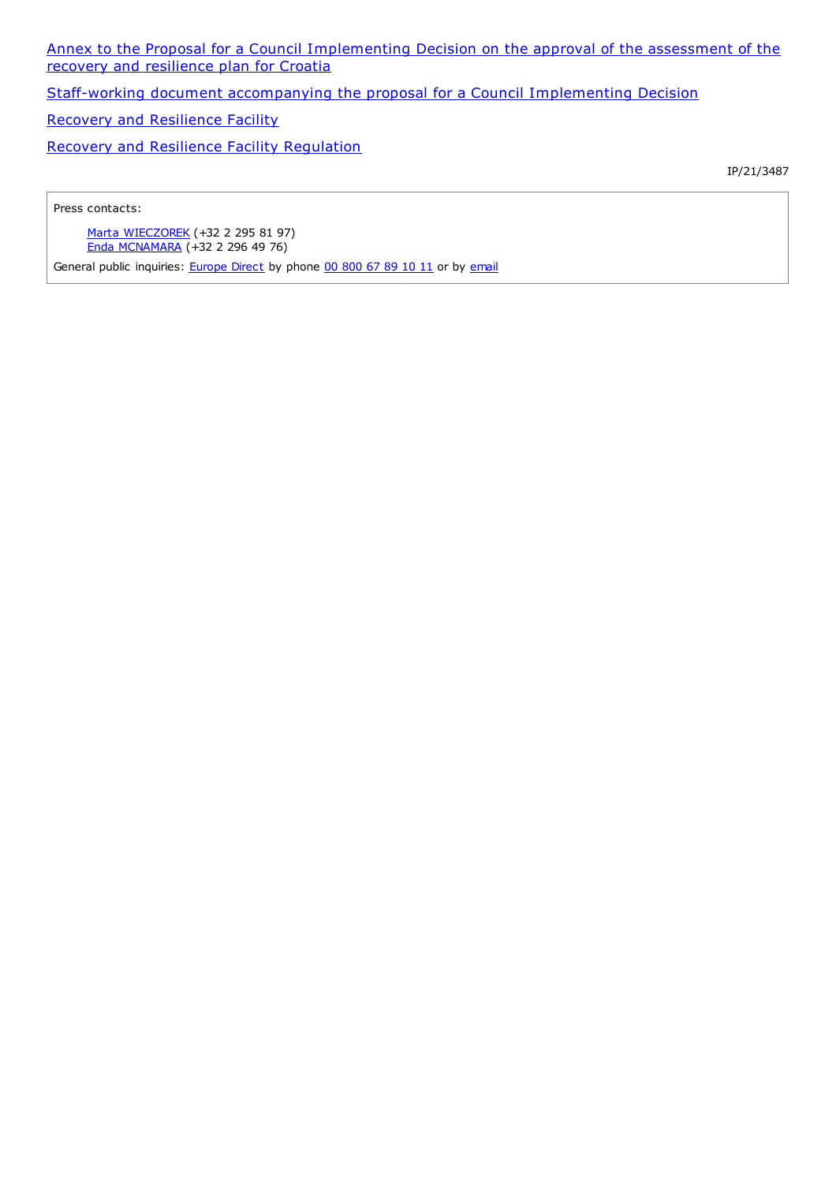Annex to the Proposal for a Council Implementing Decision on the approval of the assessment of the recovery and resilience plan for Croatia

Staff-working document accompanying the proposal for a Council Implementing Decision

Recovery and Resilience Facility

Recovery and Resilience Facility Regulation

IP/21/3487

Press contacts:

Marta WIECZOREK (+32 2 295 81 97)
Enda MCNAMARA (+32 2 296 49 76)

General public inquiries: Europe Direct by phone 00 800 67 89 10 11 or by email